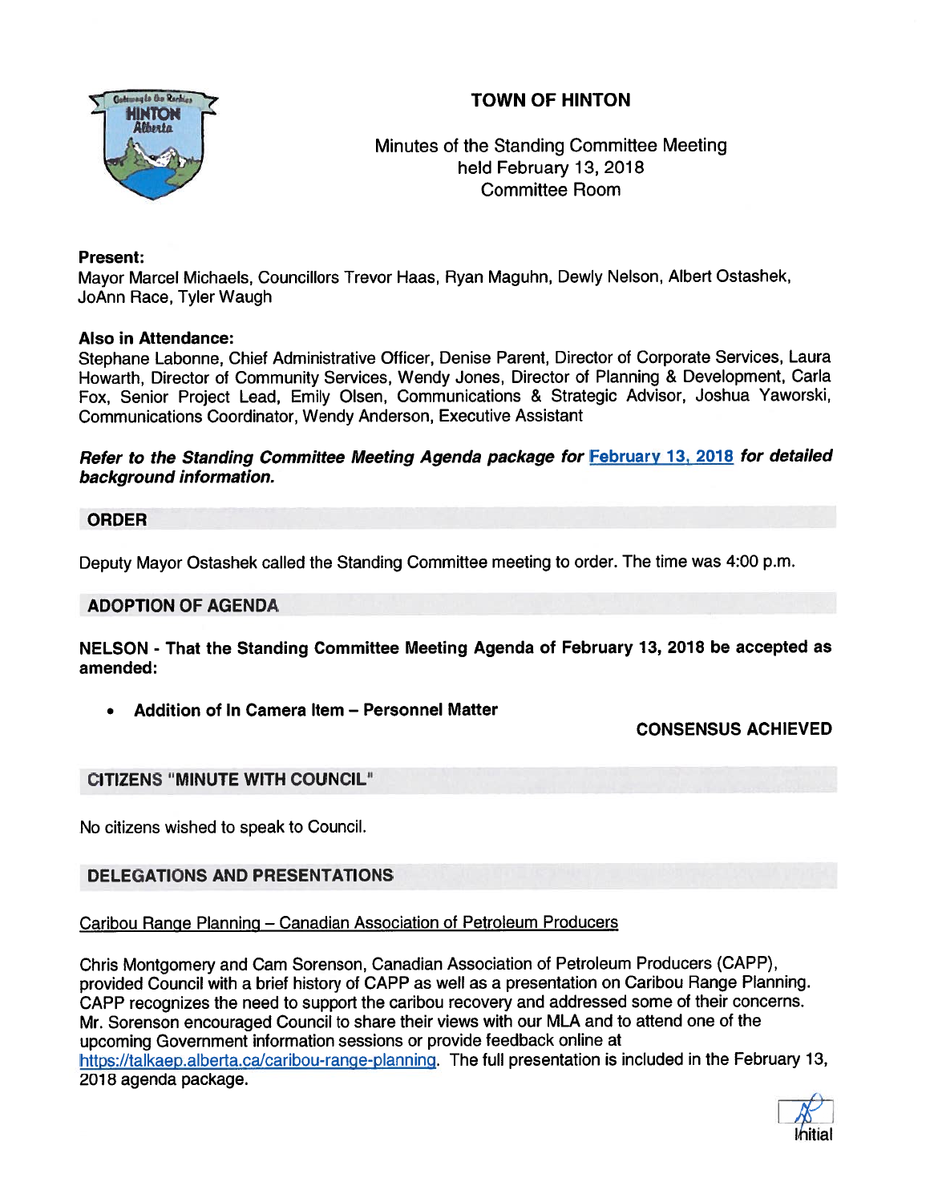# TOWN OF HINTON

Minutes of the Standing Committee Meeting
held February 13, 2018
Committee Room

**Present:**
Mayor Marcel Michaels, Councillors Trevor Haas, Ryan Maguhn, Dewly Nelson, Albert Ostashek, JoAnn Race, Tyler Waugh

**Also in Attendance:**
Stephane Labonne, Chief Administrative Officer, Denise Parent, Director of Corporate Services, Laura Howarth, Director of Community Services, Wendy Jones, Director of Planning & Development, Carla Fox, Senior Project Lead, Emily Olsen, Communications & Strategic Advisor, Joshua Yaworski, Communications Coordinator, Wendy Anderson, Executive Assistant

***Refer to the Standing Committee Meeting Agenda package for February 13, 2018 for detailed background information.***

## ORDER

Deputy Mayor Ostashek called the Standing Committee meeting to order. The time was 4:00 p.m.

## ADOPTION OF AGENDA

**NELSON - That the Standing Committee Meeting Agenda of February 13, 2018 be accepted as amended:**

- **Addition of In Camera Item – Personnel Matter**

**CONSENSUS ACHIEVED**

## CITIZENS "MINUTE WITH COUNCIL"

No citizens wished to speak to Council.

## DELEGATIONS AND PRESENTATIONS

Caribou Range Planning – Canadian Association of Petroleum Producers

Chris Montgomery and Cam Sorenson, Canadian Association of Petroleum Producers (CAPP), provided Council with a brief history of CAPP as well as a presentation on Caribou Range Planning. CAPP recognizes the need to support the caribou recovery and addressed some of their concerns. Mr. Sorenson encouraged Council to share their views with our MLA and to attend one of the upcoming Government information sessions or provide feedback online at https://talkaep.alberta.ca/caribou-range-planning. The full presentation is included in the February 13, 2018 agenda package.

Initial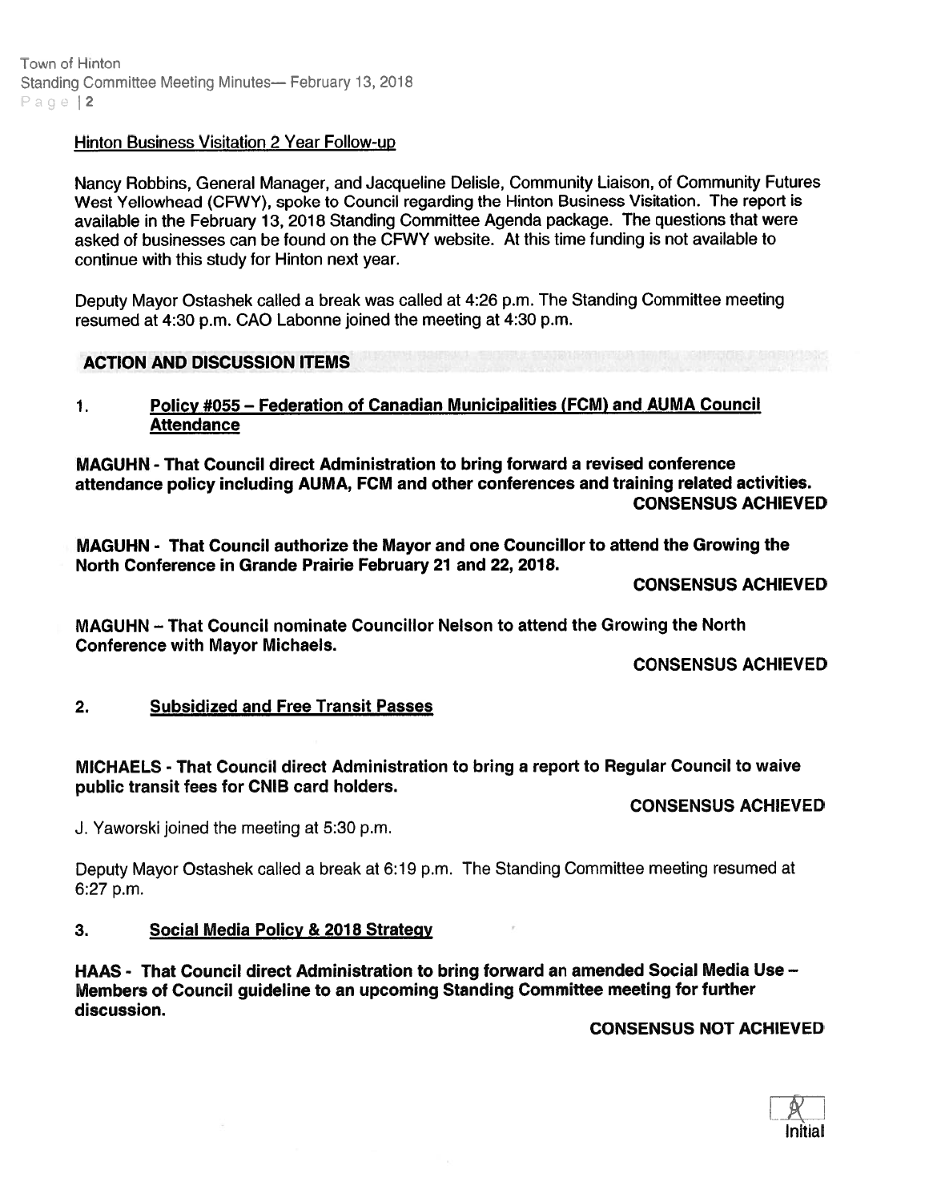### Hinton Business Visitation 2 Year Follow-up

Nancy Robbins, General Manager, and Jacqueline Delisle, Community Liaison, of Community Futures West Yellowhead (CFWY), spoke to Council regarding the Hinton Business Visitation. The report is available in the February 13, 2018 Standing Committee Agenda package. The questions that were asked of businesses can be found on the CFWY website. At this time funding is not available to continue with this study for Hinton next year.

Deputy Mayor Ostashek called a break was called at 4:26 p.m. The Standing Committee meeting resumed at 4:30 p.m. CAO Labonne joined the meeting at 4:30 p.m.

## ACTION AND DISCUSSION ITEMS

### 1. Policy #055 – Federation of Canadian Municipalities (FCM) and AUMA Council Attendance

**MAGUHN - That Council direct Administration to bring forward a revised conference attendance policy including AUMA, FCM and other conferences and training related activities.**

**CONSENSUS ACHIEVED**

**MAGUHN - That Council authorize the Mayor and one Councillor to attend the Growing the North Conference in Grande Prairie February 21 and 22, 2018.**

**CONSENSUS ACHIEVED**

**MAGUHN – That Council nominate Councillor Nelson to attend the Growing the North Conference with Mayor Michaels.**

**CONSENSUS ACHIEVED**

### 2. Subsidized and Free Transit Passes

**MICHAELS - That Council direct Administration to bring a report to Regular Council to waive public transit fees for CNIB card holders.**

**CONSENSUS ACHIEVED**

J. Yaworski joined the meeting at 5:30 p.m.

Deputy Mayor Ostashek called a break at 6:19 p.m. The Standing Committee meeting resumed at 6:27 p.m.

### 3. Social Media Policy & 2018 Strategy

**HAAS - That Council direct Administration to bring forward an amended Social Media Use – Members of Council guideline to an upcoming Standing Committee meeting for further discussion.**

**CONSENSUS NOT ACHIEVED**

Initial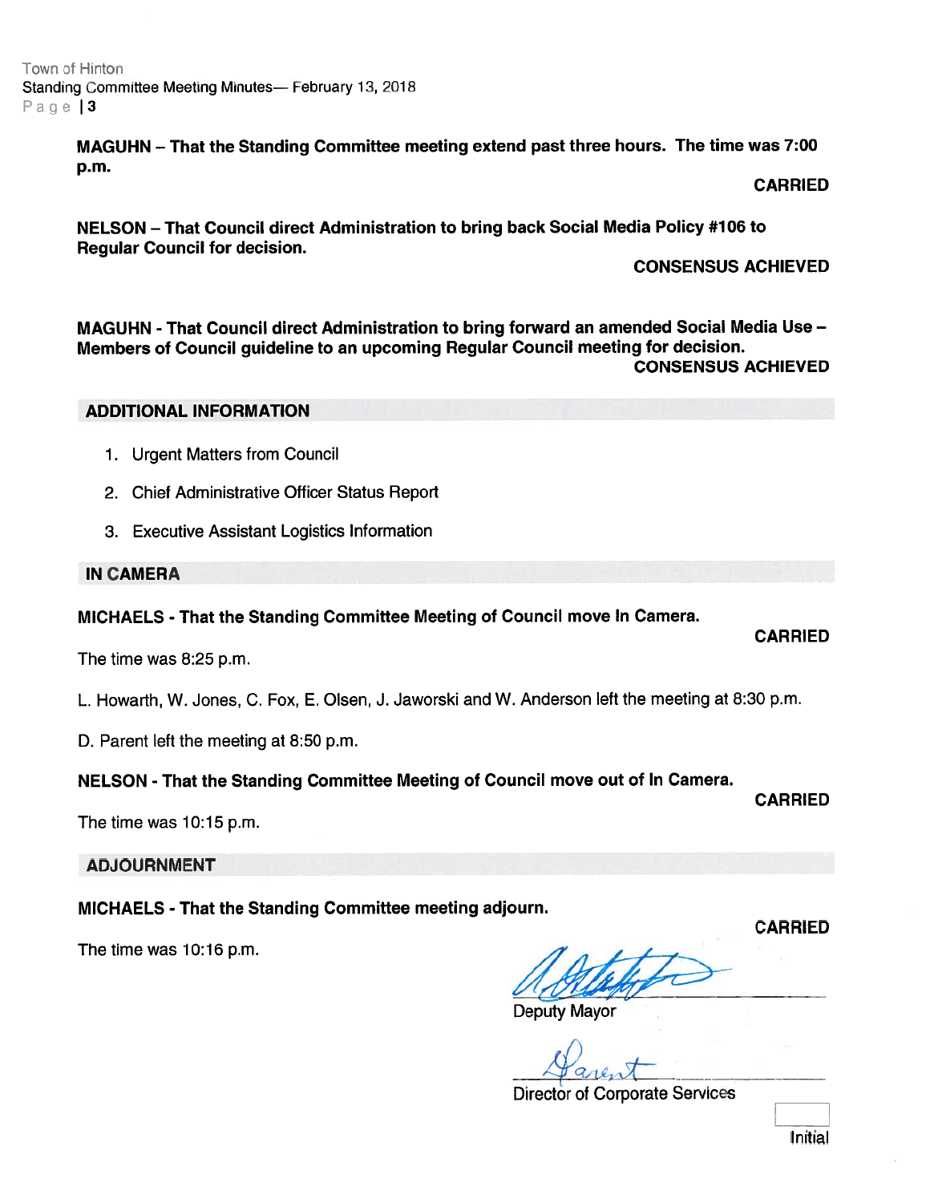**MAGUHN – That the Standing Committee meeting extend past three hours. The time was 7:00 p.m.**

**CARRIED**

**NELSON – That Council direct Administration to bring back Social Media Policy #106 to Regular Council for decision.**

**CONSENSUS ACHIEVED**

**MAGUHN - That Council direct Administration to bring forward an amended Social Media Use – Members of Council guideline to an upcoming Regular Council meeting for decision.**

**CONSENSUS ACHIEVED**

## ADDITIONAL INFORMATION

1. Urgent Matters from Council
2. Chief Administrative Officer Status Report
3. Executive Assistant Logistics Information

## IN CAMERA

**MICHAELS - That the Standing Committee Meeting of Council move In Camera.**

**CARRIED**

The time was 8:25 p.m.

L. Howarth, W. Jones, C. Fox, E. Olsen, J. Jaworski and W. Anderson left the meeting at 8:30 p.m.

D. Parent left the meeting at 8:50 p.m.

**NELSON - That the Standing Committee Meeting of Council move out of In Camera.**

**CARRIED**

The time was 10:15 p.m.

## ADJOURNMENT

**MICHAELS - That the Standing Committee meeting adjourn.**

**CARRIED**

The time was 10:16 p.m.

Deputy Mayor

Director of Corporate Services

Initial